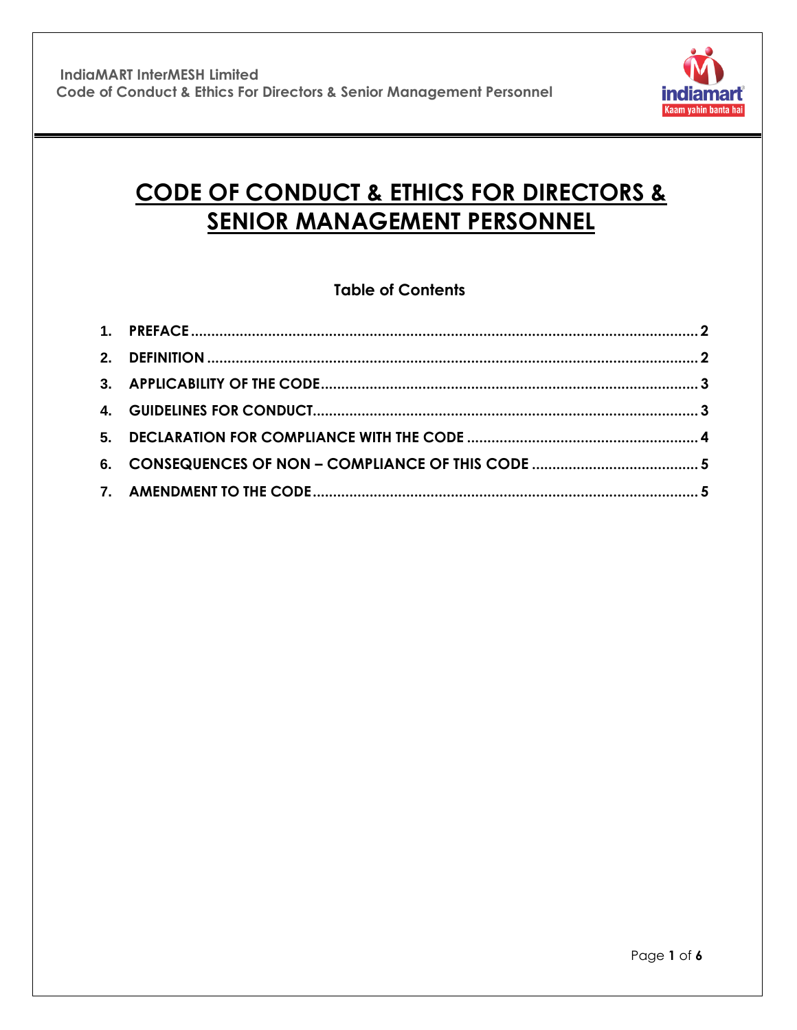# CODE OF CONDUCT & ETHICS FOR DIRECTORS & SENIOR MANAGEMENT PERSONNEL

## Table of Contents

1. PREFACE ..... 2
2. DEFINITION ..... 2
3. APPLICABILITY OF THE CODE ..... 3
4. GUIDELINES FOR CONDUCT ..... 3
5. DECLARATION FOR COMPLIANCE WITH THE CODE ..... 4
6. CONSEQUENCES OF NON – COMPLIANCE OF THIS CODE ..... 5
7. AMENDMENT TO THE CODE ..... 5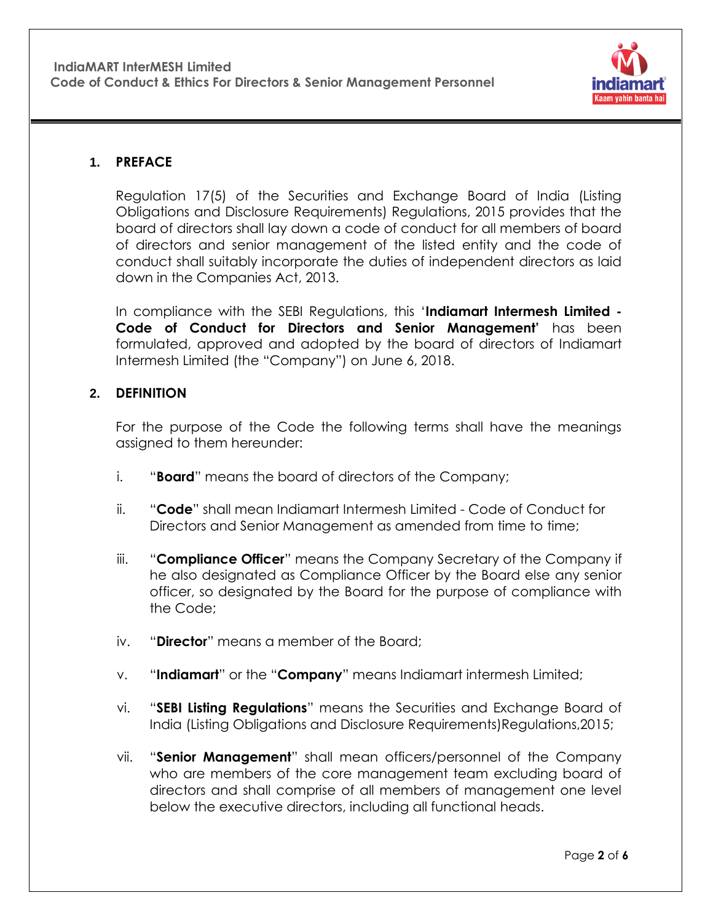## 1. PREFACE

Regulation 17(5) of the Securities and Exchange Board of India (Listing Obligations and Disclosure Requirements) Regulations, 2015 provides that the board of directors shall lay down a code of conduct for all members of board of directors and senior management of the listed entity and the code of conduct shall suitably incorporate the duties of independent directors as laid down in the Companies Act, 2013.

In compliance with the SEBI Regulations, this '**Indiamart Intermesh Limited - Code of Conduct for Directors and Senior Management**' has been formulated, approved and adopted by the board of directors of Indiamart Intermesh Limited (the "Company") on June 6, 2018.

## 2. DEFINITION

For the purpose of the Code the following terms shall have the meanings assigned to them hereunder:

i. "**Board**" means the board of directors of the Company;

ii. "**Code**" shall mean Indiamart Intermesh Limited - Code of Conduct for Directors and Senior Management as amended from time to time;

iii. "**Compliance Officer**" means the Company Secretary of the Company if he also designated as Compliance Officer by the Board else any senior officer, so designated by the Board for the purpose of compliance with the Code;

iv. "**Director**" means a member of the Board;

v. "**Indiamart**" or the "**Company**" means Indiamart intermesh Limited;

vi. "**SEBI Listing Regulations**" means the Securities and Exchange Board of India (Listing Obligations and Disclosure Requirements)Regulations,2015;

vii. "**Senior Management**" shall mean officers/personnel of the Company who are members of the core management team excluding board of directors and shall comprise of all members of management one level below the executive directors, including all functional heads.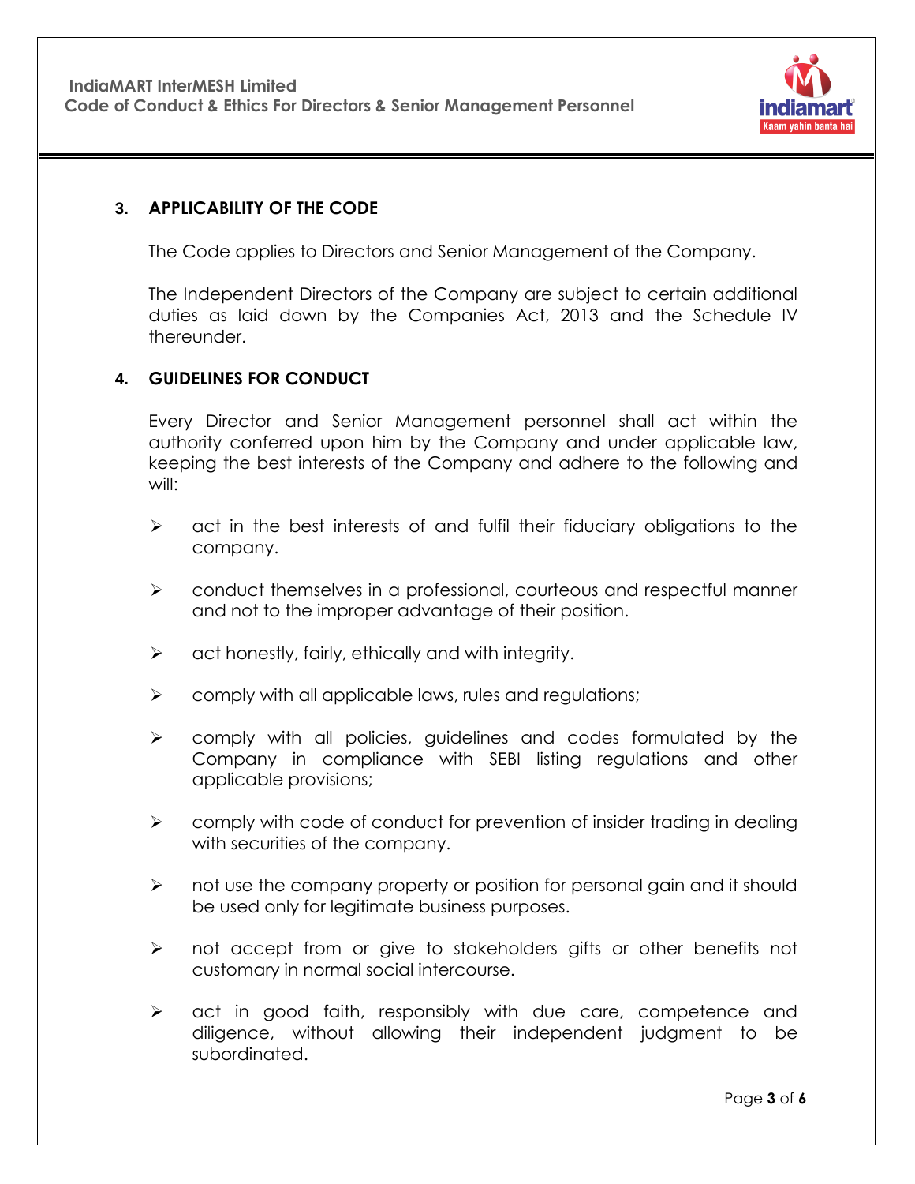## 3. APPLICABILITY OF THE CODE

The Code applies to Directors and Senior Management of the Company.

The Independent Directors of the Company are subject to certain additional duties as laid down by the Companies Act, 2013 and the Schedule IV thereunder.

## 4. GUIDELINES FOR CONDUCT

Every Director and Senior Management personnel shall act within the authority conferred upon him by the Company and under applicable law, keeping the best interests of the Company and adhere to the following and will:

- act in the best interests of and fulfil their fiduciary obligations to the company.
- conduct themselves in a professional, courteous and respectful manner and not to the improper advantage of their position.
- act honestly, fairly, ethically and with integrity.
- comply with all applicable laws, rules and regulations;
- comply with all policies, guidelines and codes formulated by the Company in compliance with SEBI listing regulations and other applicable provisions;
- comply with code of conduct for prevention of insider trading in dealing with securities of the company.
- not use the company property or position for personal gain and it should be used only for legitimate business purposes.
- not accept from or give to stakeholders gifts or other benefits not customary in normal social intercourse.
- act in good faith, responsibly with due care, competence and diligence, without allowing their independent judgment to be subordinated.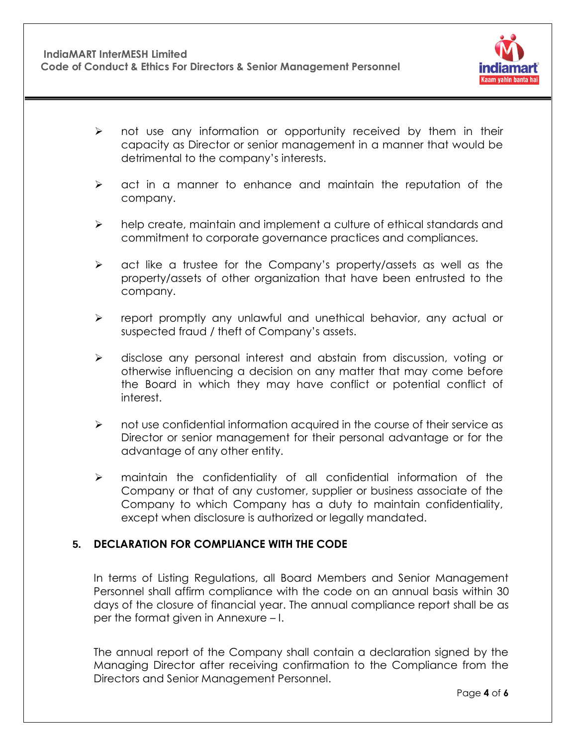- not use any information or opportunity received by them in their capacity as Director or senior management in a manner that would be detrimental to the company's interests.
- act in a manner to enhance and maintain the reputation of the company.
- help create, maintain and implement a culture of ethical standards and commitment to corporate governance practices and compliances.
- act like a trustee for the Company's property/assets as well as the property/assets of other organization that have been entrusted to the company.
- report promptly any unlawful and unethical behavior, any actual or suspected fraud / theft of Company's assets.
- disclose any personal interest and abstain from discussion, voting or otherwise influencing a decision on any matter that may come before the Board in which they may have conflict or potential conflict of interest.
- not use confidential information acquired in the course of their service as Director or senior management for their personal advantage or for the advantage of any other entity.
- maintain the confidentiality of all confidential information of the Company or that of any customer, supplier or business associate of the Company to which Company has a duty to maintain confidentiality, except when disclosure is authorized or legally mandated.

## 5. DECLARATION FOR COMPLIANCE WITH THE CODE

In terms of Listing Regulations, all Board Members and Senior Management Personnel shall affirm compliance with the code on an annual basis within 30 days of the closure of financial year. The annual compliance report shall be as per the format given in Annexure – I.

The annual report of the Company shall contain a declaration signed by the Managing Director after receiving confirmation to the Compliance from the Directors and Senior Management Personnel.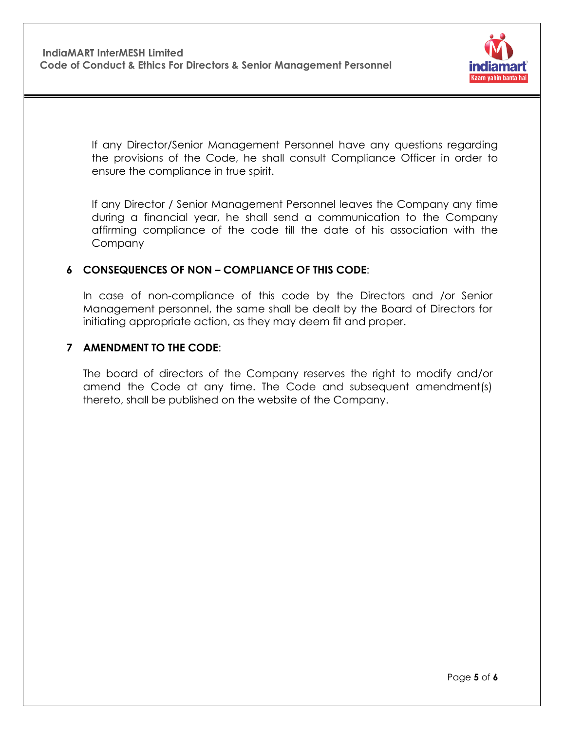If any Director/Senior Management Personnel have any questions regarding the provisions of the Code, he shall consult Compliance Officer in order to ensure the compliance in true spirit.

If any Director / Senior Management Personnel leaves the Company any time during a financial year, he shall send a communication to the Company affirming compliance of the code till the date of his association with the Company

## 6 CONSEQUENCES OF NON – COMPLIANCE OF THIS CODE:

In case of non-compliance of this code by the Directors and /or Senior Management personnel, the same shall be dealt by the Board of Directors for initiating appropriate action, as they may deem fit and proper.

## 7 AMENDMENT TO THE CODE:

The board of directors of the Company reserves the right to modify and/or amend the Code at any time. The Code and subsequent amendment(s) thereto, shall be published on the website of the Company.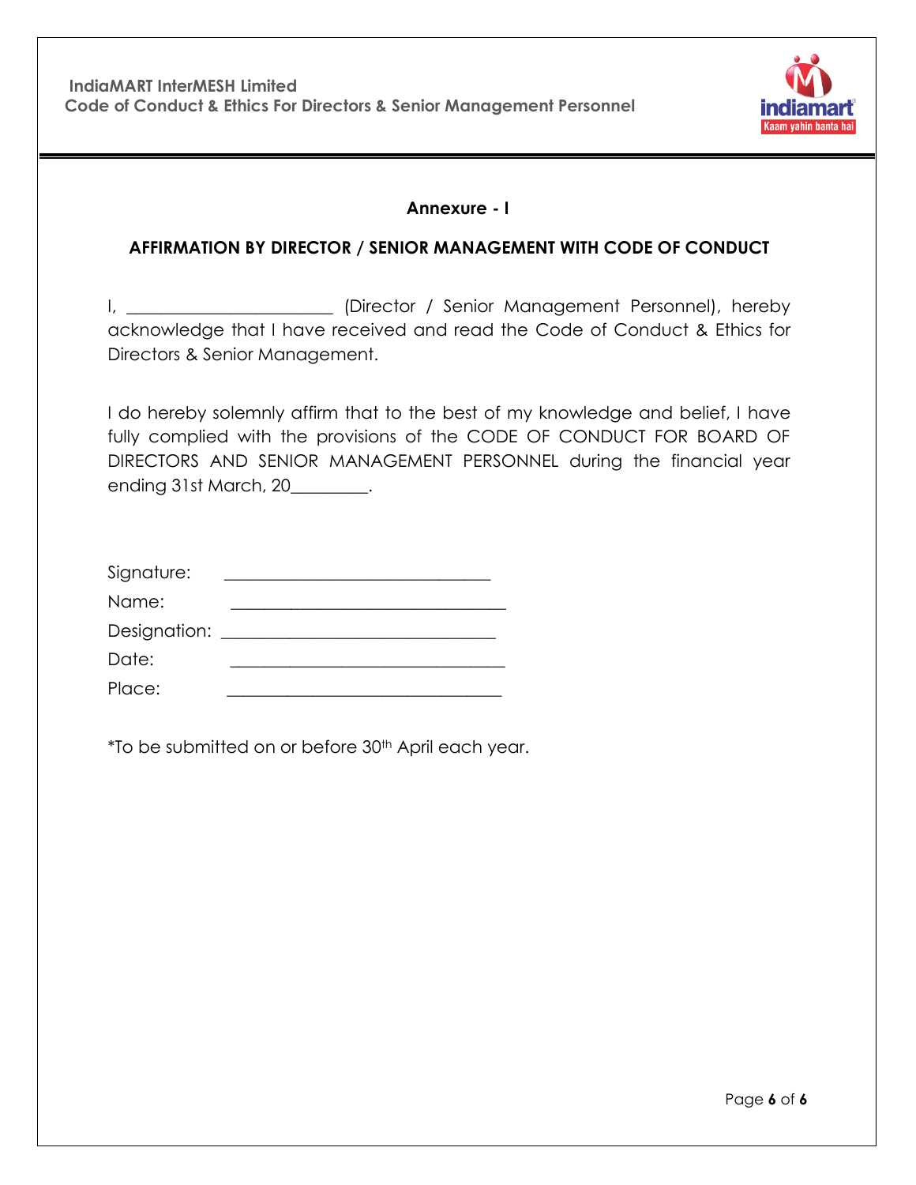## Annexure - I

### AFFIRMATION BY DIRECTOR / SENIOR MANAGEMENT WITH CODE OF CONDUCT

I, _______________________ (Director / Senior Management Personnel), hereby acknowledge that I have received and read the Code of Conduct & Ethics for Directors & Senior Management.

I do hereby solemnly affirm that to the best of my knowledge and belief, I have fully complied with the provisions of the CODE OF CONDUCT FOR BOARD OF DIRECTORS AND SENIOR MANAGEMENT PERSONNEL during the financial year ending 31st March, 20_________.

Signature: ______________________________

Name: ______________________________

Designation: ______________________________

Date: ______________________________

Place: ______________________________

*To be submitted on or before 30th April each year.